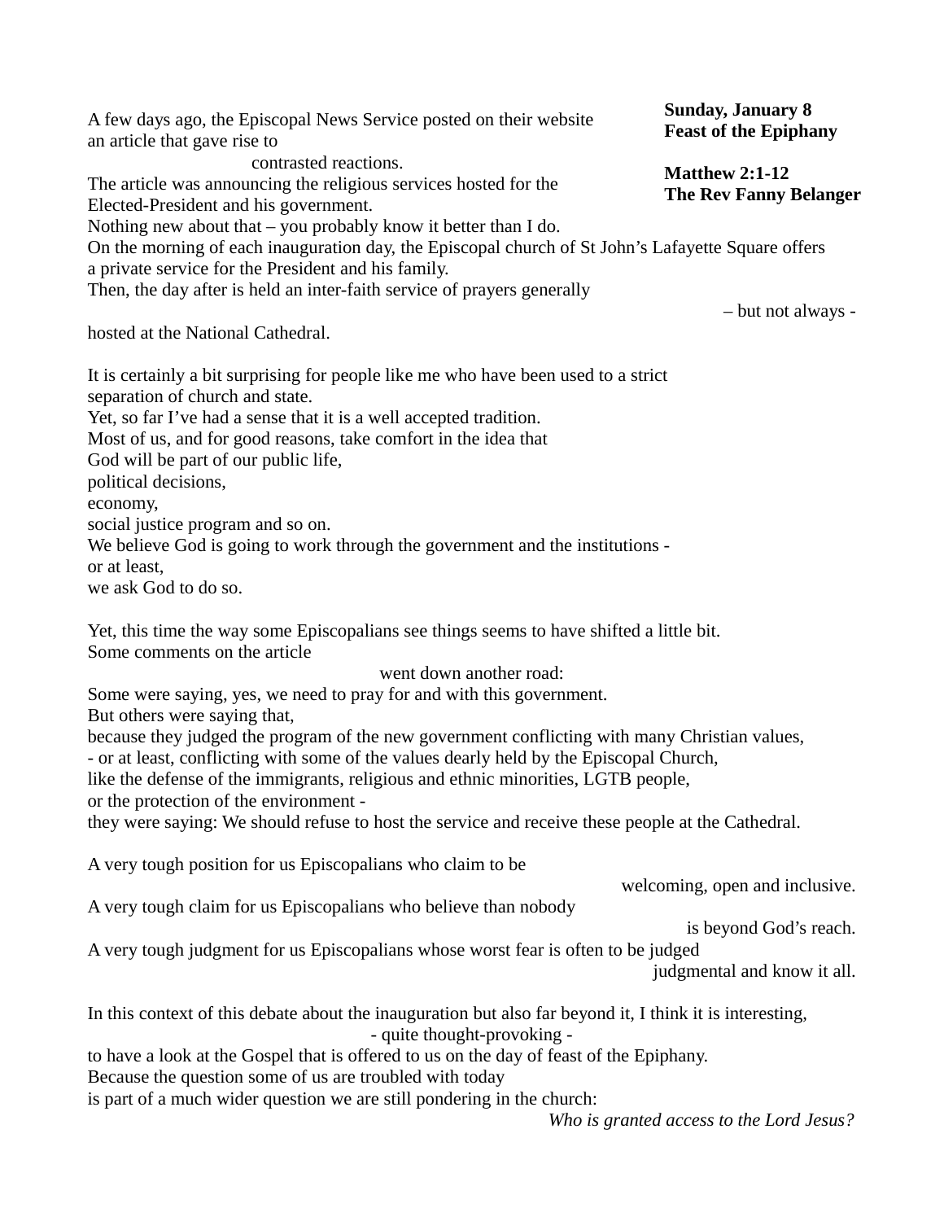**Sunday, January 8**
**Feast of the Epiphany**

**Matthew 2:1-12**
**The Rev Fanny Belanger**

A few days ago, the Episcopal News Service posted on their website
an article that gave rise to
contrasted reactions.
The article was announcing the religious services hosted for the
Elected-President and his government.
Nothing new about that – you probably know it better than I do.
On the morning of each inauguration day, the Episcopal church of St John's Lafayette Square offers
a private service for the President and his family.
Then, the day after is held an inter-faith service of prayers generally
– but not always -
hosted at the National Cathedral.

It is certainly a bit surprising for people like me who have been used to a strict
separation of church and state.
Yet, so far I've had a sense that it is a well accepted tradition.
Most of us, and for good reasons, take comfort in the idea that
God will be part of our public life,
political decisions,
economy,
social justice program and so on.
We believe God is going to work through the government and the institutions -
or at least,
we ask God to do so.

Yet, this time the way some Episcopalians see things seems to have shifted a little bit.
Some comments on the article
went down another road:
Some were saying, yes, we need to pray for and with this government.
But others were saying that,
because they judged the program of the new government conflicting with many Christian values,
- or at least, conflicting with some of the values dearly held by the Episcopal Church,
like the defense of the immigrants, religious and ethnic minorities, LGTB people,
or the protection of the environment -
they were saying: We should refuse to host the service and receive these people at the Cathedral.

A very tough position for us Episcopalians who claim to be
welcoming, open and inclusive.
A very tough claim for us Episcopalians who believe than nobody
is beyond God's reach.
A very tough judgment for us Episcopalians whose worst fear is often to be judged
judgmental and know it all.

In this context of this debate about the inauguration but also far beyond it, I think it is interesting,
- quite thought-provoking -
to have a look at the Gospel that is offered to us on the day of feast of the Epiphany.
Because the question some of us are troubled with today
is part of a much wider question we are still pondering in the church:
*Who is granted access to the Lord Jesus?*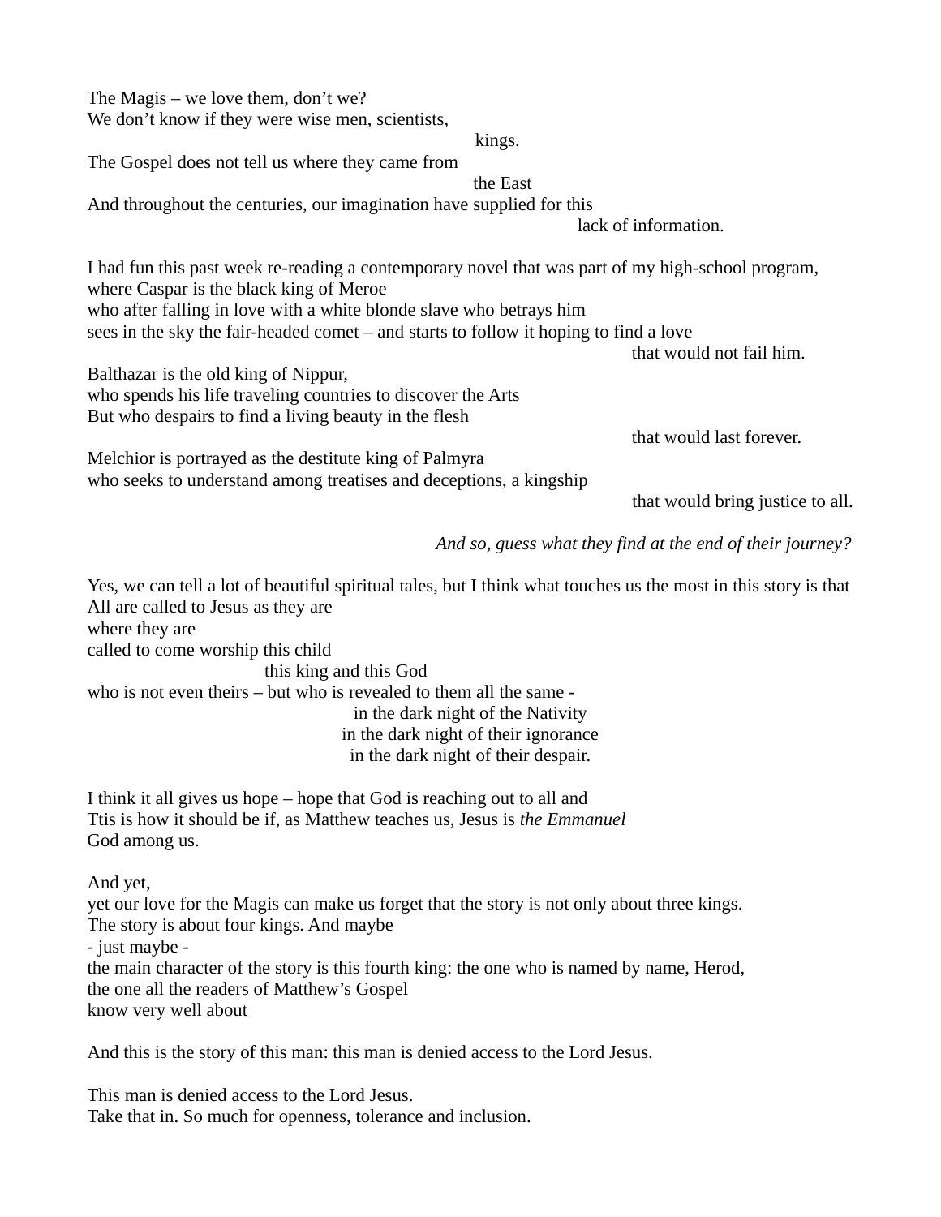The Magis – we love them, don't we?
We don't know if they were wise men, scientists,
kings.
The Gospel does not tell us where they came from
the East
And throughout the centuries, our imagination have supplied for this
lack of information.

I had fun this past week re-reading a contemporary novel that was part of my high-school program,
where Caspar is the black king of Meroe
who after falling in love with a white blonde slave who betrays him
sees in the sky the fair-headed comet – and starts to follow it hoping to find a love
that would not fail him.
Balthazar is the old king of Nippur,
who spends his life traveling countries to discover the Arts
But who despairs to find a living beauty in the flesh
that would last forever.
Melchior is portrayed as the destitute king of Palmyra
who seeks to understand among treatises and deceptions, a kingship
that would bring justice to all.

*And so, guess what they find at the end of their journey?*

Yes, we can tell a lot of beautiful spiritual tales, but I think what touches us the most in this story is that
All are called to Jesus as they are
where they are
called to come worship this child
this king and this God
who is not even theirs – but who is revealed to them all the same -
in the dark night of the Nativity
in the dark night of their ignorance
in the dark night of their despair.

I think it all gives us hope – hope that God is reaching out to all and
Ttis is how it should be if, as Matthew teaches us, Jesus is *the Emmanuel*
God among us.

And yet,
yet our love for the Magis can make us forget that the story is not only about three kings.
The story is about four kings. And maybe
- just maybe -
the main character of the story is this fourth king: the one who is named by name, Herod,
the one all the readers of Matthew's Gospel
know very well about

And this is the story of this man: this man is denied access to the Lord Jesus.

This man is denied access to the Lord Jesus.
Take that in. So much for openness, tolerance and inclusion.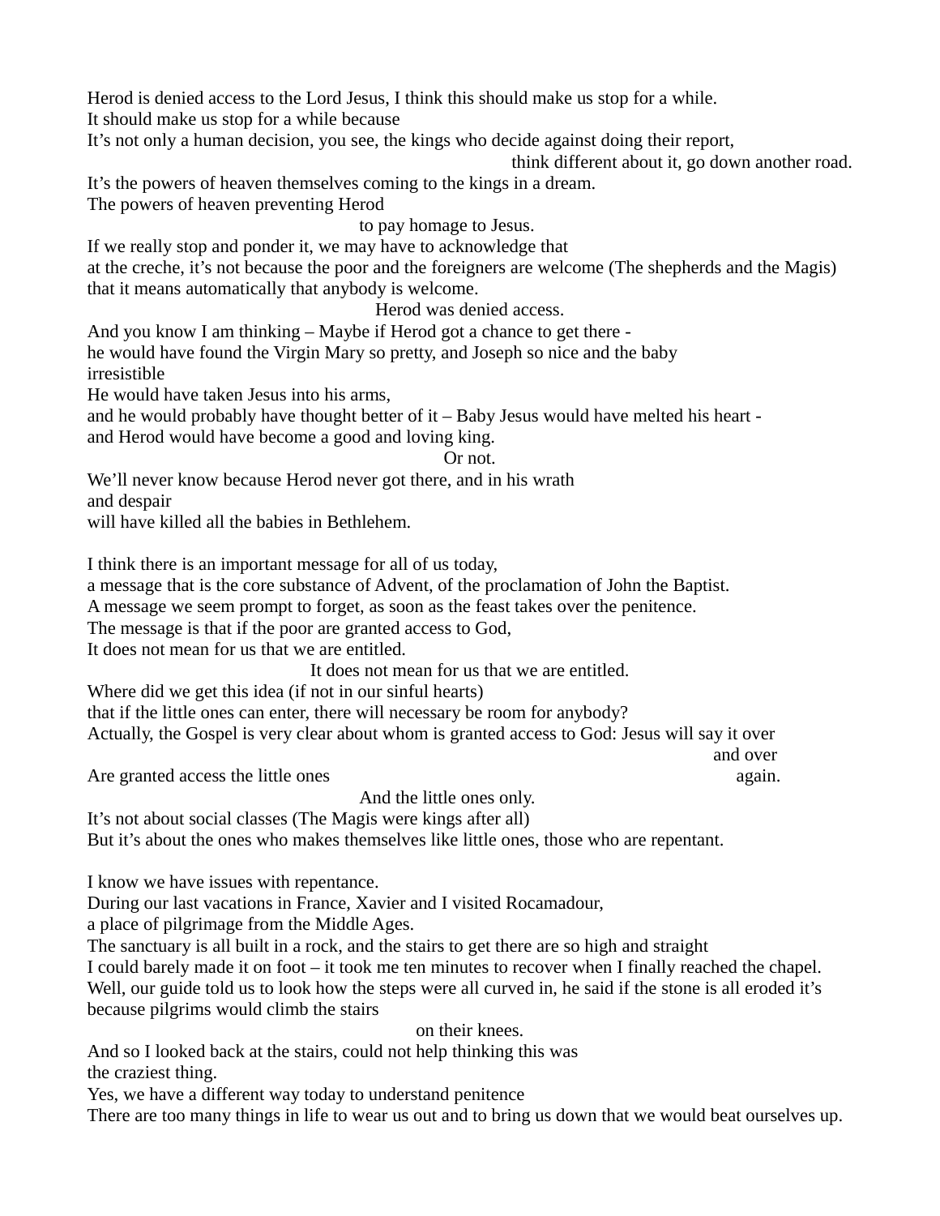Herod is denied access to the Lord Jesus, I think this should make us stop for a while.
It should make us stop for a while because
It's not only a human decision, you see, the kings who decide against doing their report,
think different about it, go down another road.
It's the powers of heaven themselves coming to the kings in a dream.
The powers of heaven preventing Herod
to pay homage to Jesus.
If we really stop and ponder it, we may have to acknowledge that
at the creche, it's not because the poor and the foreigners are welcome (The shepherds and the Magis)
that it means automatically that anybody is welcome.
Herod was denied access.
And you know I am thinking – Maybe if Herod got a chance to get there -
he would have found the Virgin Mary so pretty, and Joseph so nice and the baby
irresistible
He would have taken Jesus into his arms,
and he would probably have thought better of it – Baby Jesus would have melted his heart -
and Herod would have become a good and loving king.
Or not.
We'll never know because Herod never got there, and in his wrath
and despair
will have killed all the babies in Bethlehem.

I think there is an important message for all of us today,
a message that is the core substance of Advent, of the proclamation of John the Baptist.
A message we seem prompt to forget, as soon as the feast takes over the penitence.
The message is that if the poor are granted access to God,
It does not mean for us that we are entitled.
It does not mean for us that we are entitled.
Where did we get this idea (if not in our sinful hearts)
that if the little ones can enter, there will necessary be room for anybody?
Actually, the Gospel is very clear about whom is granted access to God: Jesus will say it over
and over
Are granted access the little ones again.
And the little ones only.
It's not about social classes (The Magis were kings after all)
But it's about the ones who makes themselves like little ones, those who are repentant.

I know we have issues with repentance.
During our last vacations in France, Xavier and I visited Rocamadour,
a place of pilgrimage from the Middle Ages.
The sanctuary is all built in a rock, and the stairs to get there are so high and straight
I could barely made it on foot – it took me ten minutes to recover when I finally reached the chapel.
Well, our guide told us to look how the steps were all curved in, he said if the stone is all eroded it's
because pilgrims would climb the stairs
on their knees.
And so I looked back at the stairs, could not help thinking this was
the craziest thing.
Yes, we have a different way today to understand penitence
There are too many things in life to wear us out and to bring us down that we would beat ourselves up.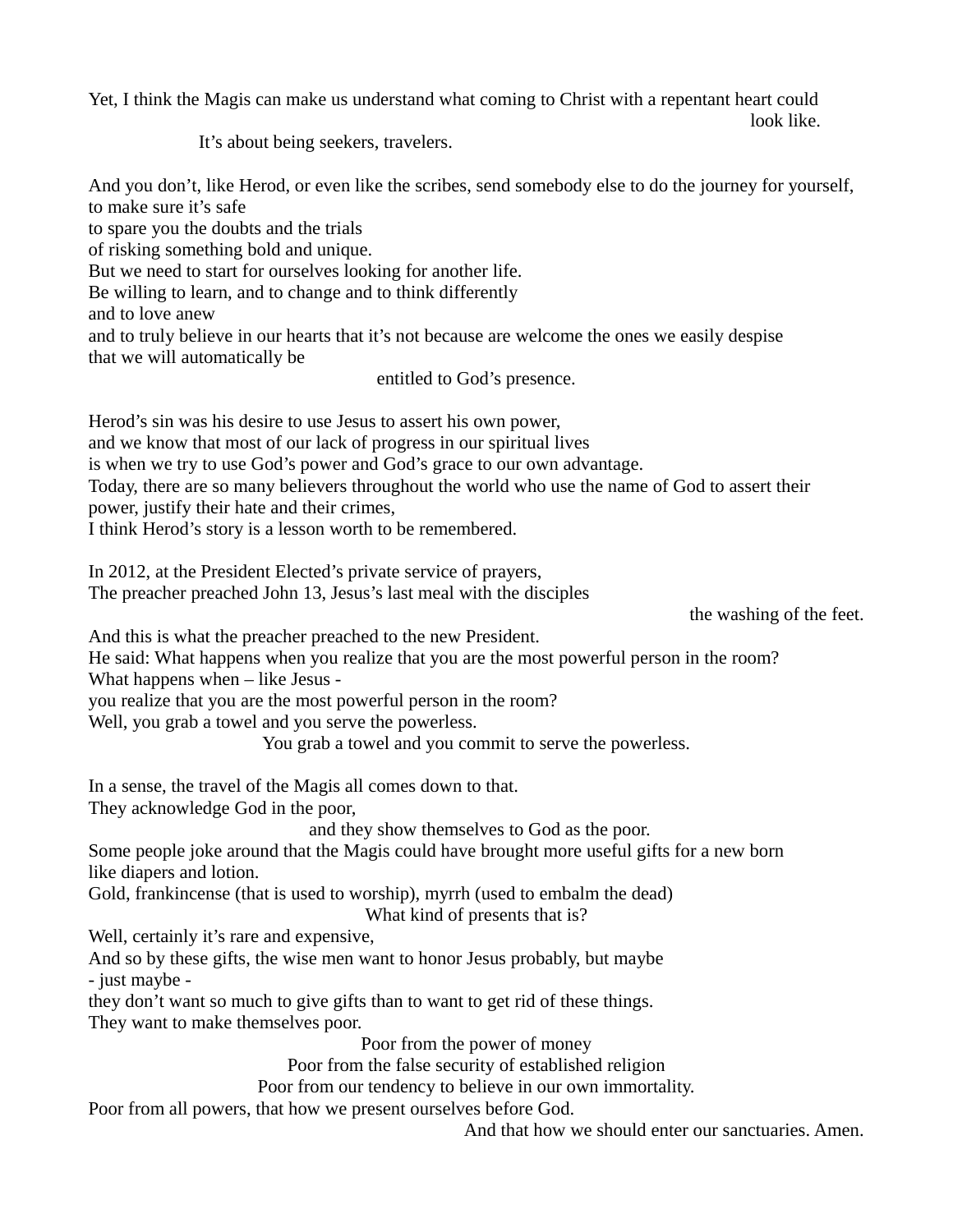Yet, I think the Magis can make us understand what coming to Christ with a repentant heart could look like.

It's about being seekers, travelers.

And you don't, like Herod, or even like the scribes, send somebody else to do the journey for yourself,
to make sure it's safe
to spare you the doubts and the trials
of risking something bold and unique.
But we need to start for ourselves looking for another life.
Be willing to learn, and to change and to think differently
and to love anew
and to truly believe in our hearts that it's not because are welcome the ones we easily despise
that we will automatically be
entitled to God's presence.

Herod's sin was his desire to use Jesus to assert his own power,
and we know that most of our lack of progress in our spiritual lives
is when we try to use God's power and God's grace to our own advantage.
Today, there are so many believers throughout the world who use the name of God to assert their power, justify their hate and their crimes,
I think Herod's story is a lesson worth to be remembered.

In 2012, at the President Elected's private service of prayers,
The preacher preached John 13, Jesus's last meal with the disciples
the washing of the feet.
And this is what the preacher preached to the new President.
He said: What happens when you realize that you are the most powerful person in the room?
What happens when – like Jesus -
you realize that you are the most powerful person in the room?
Well, you grab a towel and you serve the powerless.
You grab a towel and you commit to serve the powerless.

In a sense, the travel of the Magis all comes down to that.
They acknowledge God in the poor,
and they show themselves to God as the poor.
Some people joke around that the Magis could have brought more useful gifts for a new born like diapers and lotion.
Gold, frankincense (that is used to worship), myrrh (used to embalm the dead)
What kind of presents that is?
Well, certainly it's rare and expensive,
And so by these gifts, the wise men want to honor Jesus probably, but maybe
- just maybe -
they don't want so much to give gifts than to want to get rid of these things.
They want to make themselves poor.
Poor from the power of money
Poor from the false security of established religion
Poor from our tendency to believe in our own immortality.
Poor from all powers, that how we present ourselves before God.
And that how we should enter our sanctuaries. Amen.